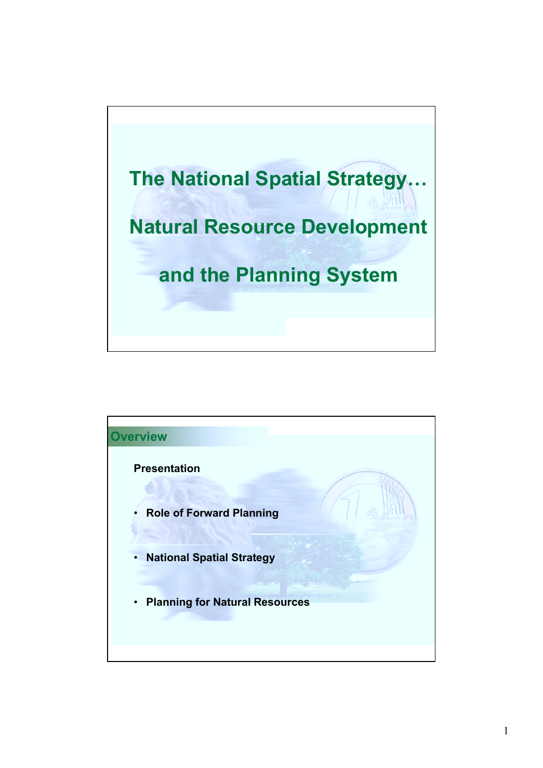# The National Spatial Strategy…

# Natural Resource Development

# and the Planning System

## Overview

**Presentation**

- **Role of Forward Planning**
- **National Spatial Strategy**
- **Planning for Natural Resources**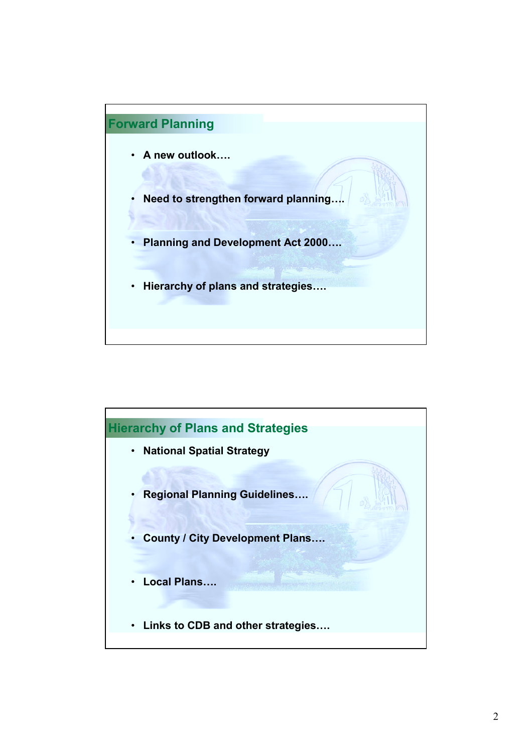## Forward Planning

- **A new outlook….**
- **Need to strengthen forward planning….**
- **Planning and Development Act 2000….**
- **Hierarchy of plans and strategies….**

## Hierarchy of Plans and Strategies

- **National Spatial Strategy**
- **Regional Planning Guidelines….**
- **County / City Development Plans….**
- **Local Plans….**
- **Links to CDB and other strategies….**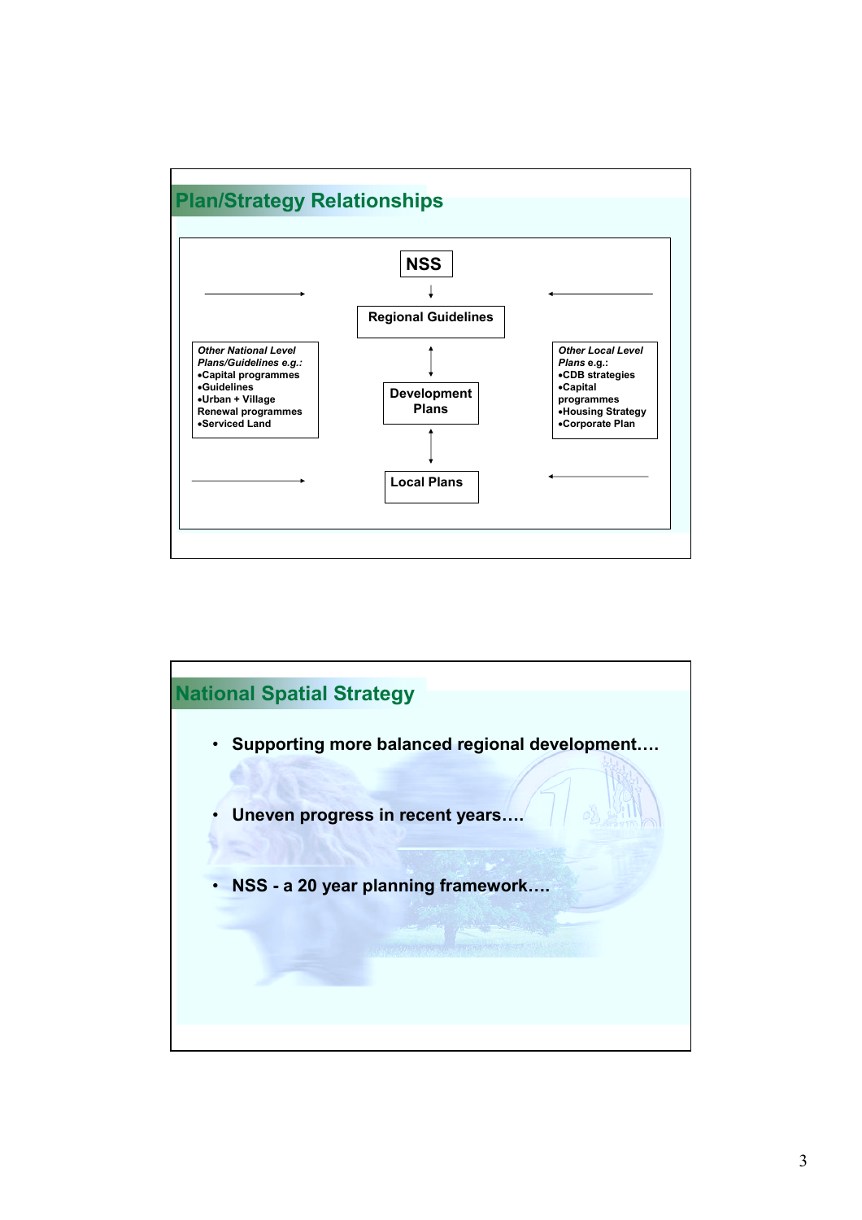## Plan/Strategy Relationships

**NSS**

↓

**Regional Guidelines**

↕

**Development Plans**

↕

**Local Plans**

***Other National Level Plans/Guidelines e.g.:***
- **Capital programmes**
- **Guidelines**
- **Urban + Village Renewal programmes**
- **Serviced Land**

***Other Local Level Plans*** **e.g.:**
- **CDB strategies**
- **Capital programmes**
- **Housing Strategy**
- **Corporate Plan**

## National Spatial Strategy

- **Supporting more balanced regional development….**
- **Uneven progress in recent years….**
- **NSS - a 20 year planning framework….**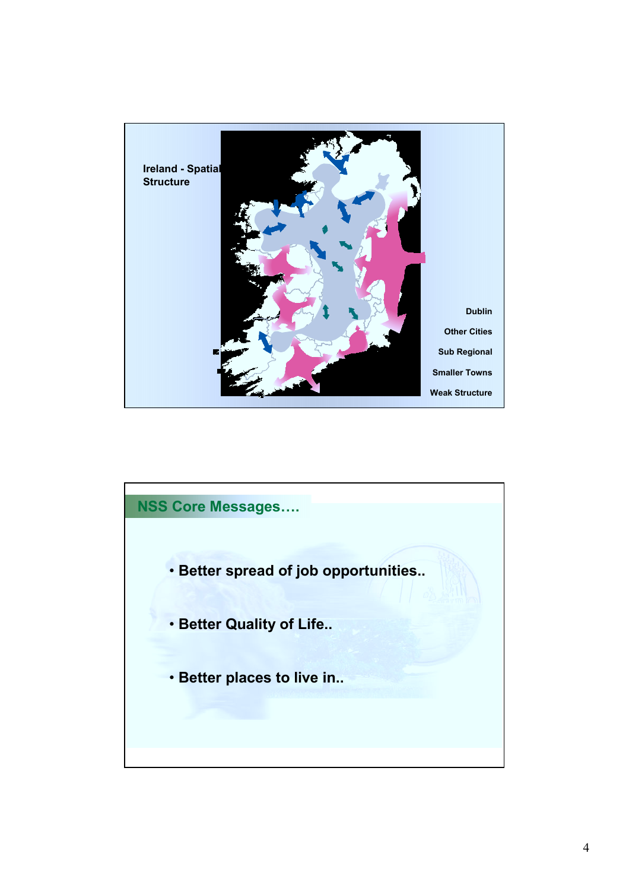Ireland - Spatial Structure

Dublin

Other Cities

Sub Regional

Smaller Towns

Weak Structure

## NSS Core Messages….

- Better spread of job opportunities..
- Better Quality of Life..
- Better places to live in..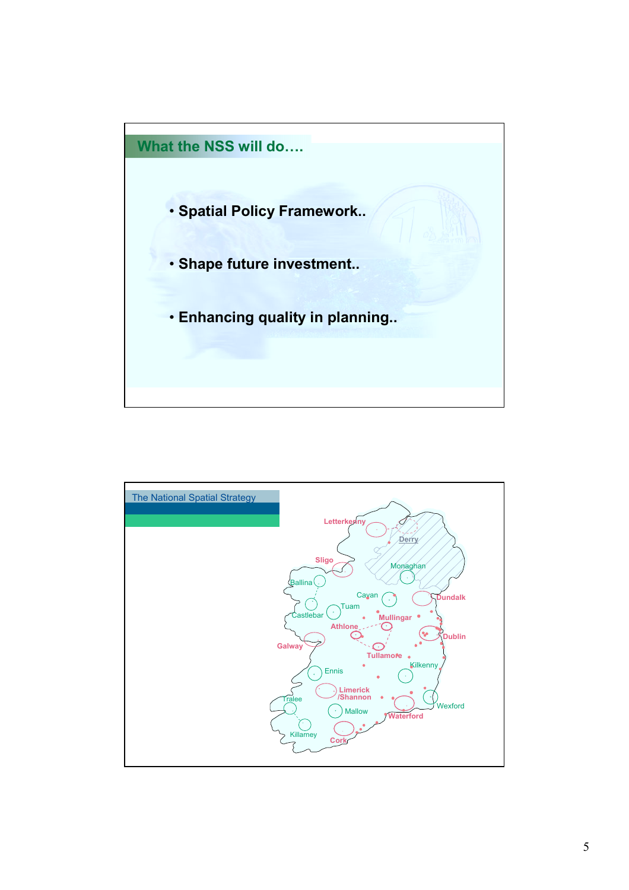## What the NSS will do….

- Spatial Policy Framework..
- Shape future investment..
- Enhancing quality in planning..

## The National Spatial Strategy

Letterkenny, Derry, Sligo, Monaghan, Ballina, Cavan, Dundalk, Tuam, Castlebar, Mullingar, Athlone, Dublin, Galway, Tullamore, Kilkenny, Ennis, Limerick /Shannon, Tralee, Mallow, Wexford, Waterford, Killarney, Cork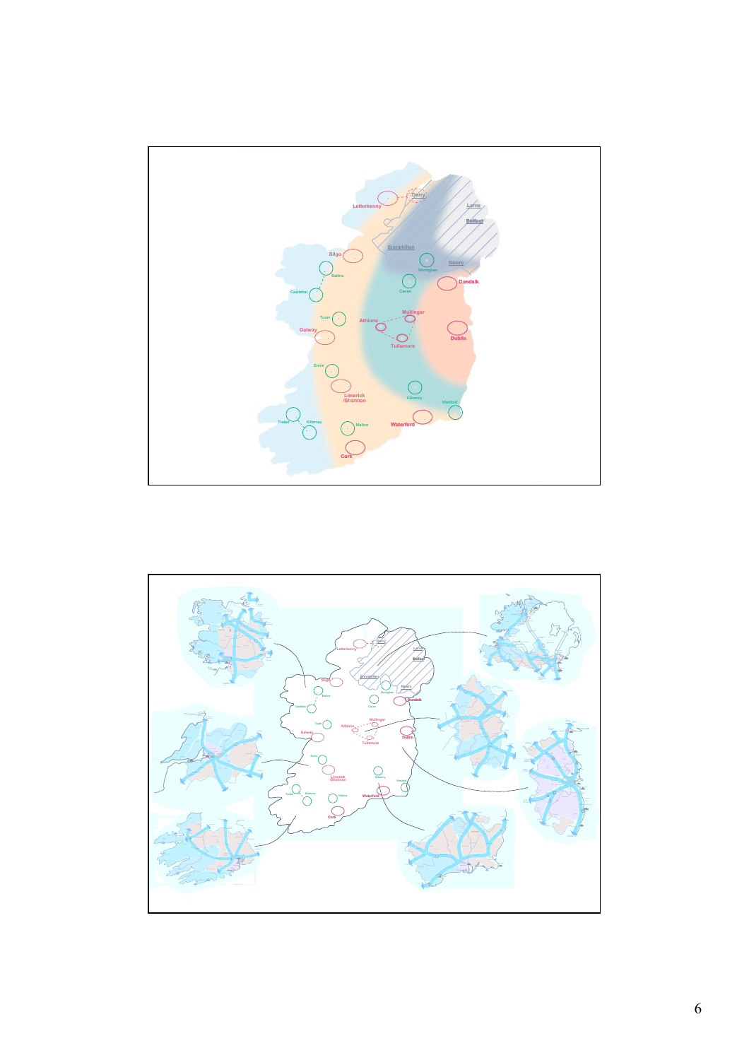Letterkenny

Derry

Larne

Belfast

Enniskillen

Sligo

Ballina

Monaghan

Newry

Castlebar

Cavan

Dundalk

Tuam

Mullingar

Athlone

Galway

Tullamore

Dublin

Ennis

Limerick /Shannon

Kilkenny

Wexford

Tralee

Killarney

Mallow

Waterford

Cork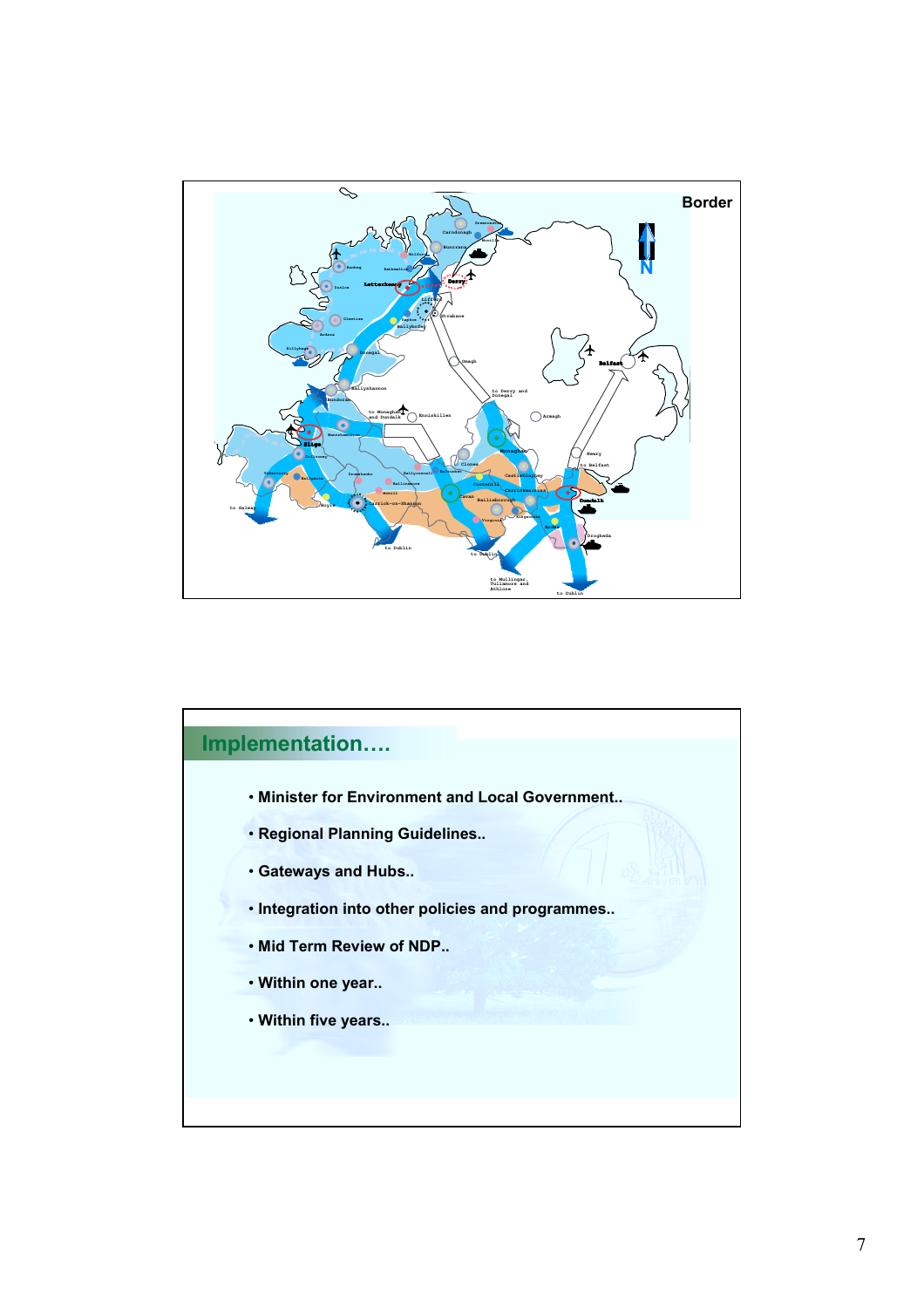Border

## Implementation….

- Minister for Environment and Local Government..
- Regional Planning Guidelines..
- Gateways and Hubs..
- Integration into other policies and programmes..
- Mid Term Review of NDP..
- Within one year..
- Within five years..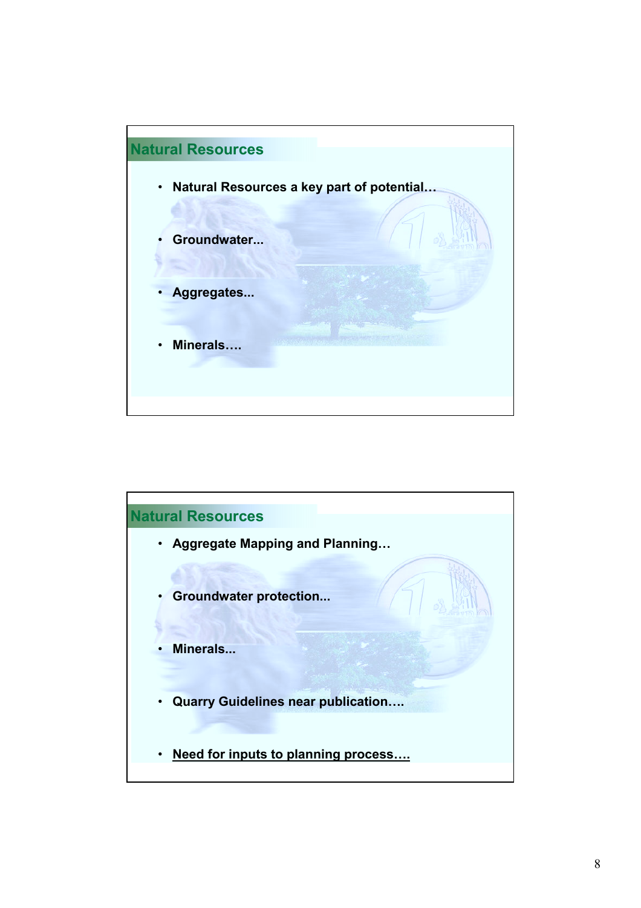## Natural Resources

- Natural Resources a key part of potential…
- Groundwater...
- Aggregates...
- Minerals….

## Natural Resources

- Aggregate Mapping and Planning…
- Groundwater protection...
- Minerals...
- Quarry Guidelines near publication….
- Need for inputs to planning process….